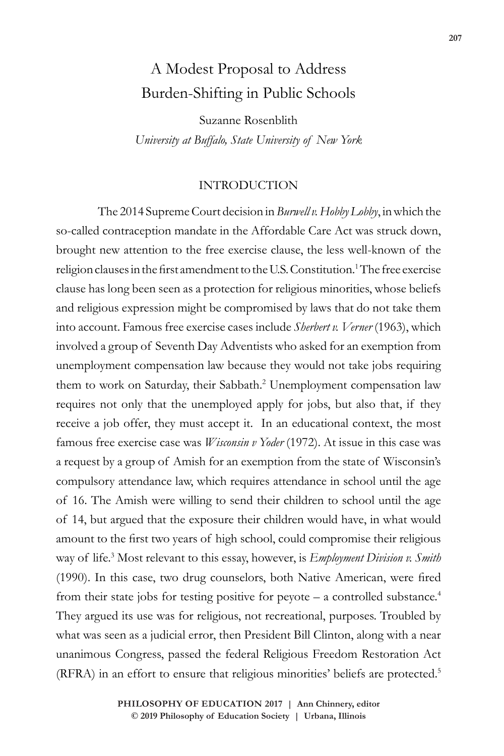# A Modest Proposal to Address Burden-Shifting in Public Schools

Suzanne Rosenblith

*University at Buffalo, State University of New York*

## INTRODUCTION

The 2014 Supreme Court decision in *Burwell v. Hobby Lobby*, in which the so-called contraception mandate in the Affordable Care Act was struck down, brought new attention to the free exercise clause, the less well-known of the religion clauses in the first amendment to the U.S. Constitution.[1] The free exercise clause has long been seen as a protection for religious minorities, whose beliefs and religious expression might be compromised by laws that do not take them into account. Famous free exercise cases include *Sherbert v. Verner* (1963), which involved a group of Seventh Day Adventists who asked for an exemption from unemployment compensation law because they would not take jobs requiring them to work on Saturday, their Sabbath.[2] Unemployment compensation law requires not only that the unemployed apply for jobs, but also that, if they receive a job offer, they must accept it. In an educational context, the most famous free exercise case was *Wisconsin v Yoder* (1972). At issue in this case was a request by a group of Amish for an exemption from the state of Wisconsin's compulsory attendance law, which requires attendance in school until the age of 16. The Amish were willing to send their children to school until the age of 14, but argued that the exposure their children would have, in what would amount to the first two years of high school, could compromise their religious way of life.[3] Most relevant to this essay, however, is *Employment Division v. Smith* (1990). In this case, two drug counselors, both Native American, were fired from their state jobs for testing positive for peyote – a controlled substance.[4] They argued its use was for religious, not recreational, purposes. Troubled by what was seen as a judicial error, then President Bill Clinton, along with a near unanimous Congress, passed the federal Religious Freedom Restoration Act (RFRA) in an effort to ensure that religious minorities' beliefs are protected.[5]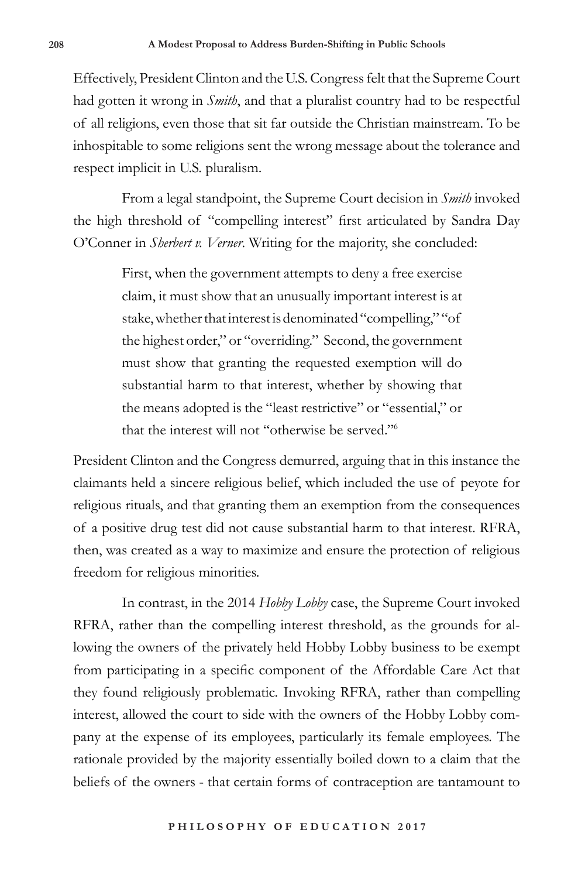Effectively, President Clinton and the U.S. Congress felt that the Supreme Court had gotten it wrong in *Smith*, and that a pluralist country had to be respectful of all religions, even those that sit far outside the Christian mainstream. To be inhospitable to some religions sent the wrong message about the tolerance and respect implicit in U.S. pluralism.

From a legal standpoint, the Supreme Court decision in *Smith* invoked the high threshold of "compelling interest" first articulated by Sandra Day O'Conner in *Sherbert v. Verner*. Writing for the majority, she concluded:

> First, when the government attempts to deny a free exercise claim, it must show that an unusually important interest is at stake, whether that interest is denominated "compelling," "of the highest order," or "overriding." Second, the government must show that granting the requested exemption will do substantial harm to that interest, whether by showing that the means adopted is the "least restrictive" or "essential," or that the interest will not "otherwise be served."[6]

President Clinton and the Congress demurred, arguing that in this instance the claimants held a sincere religious belief, which included the use of peyote for religious rituals, and that granting them an exemption from the consequences of a positive drug test did not cause substantial harm to that interest. RFRA, then, was created as a way to maximize and ensure the protection of religious freedom for religious minorities.

In contrast, in the 2014 *Hobby Lobby* case, the Supreme Court invoked RFRA, rather than the compelling interest threshold, as the grounds for allowing the owners of the privately held Hobby Lobby business to be exempt from participating in a specific component of the Affordable Care Act that they found religiously problematic. Invoking RFRA, rather than compelling interest, allowed the court to side with the owners of the Hobby Lobby company at the expense of its employees, particularly its female employees. The rationale provided by the majority essentially boiled down to a claim that the beliefs of the owners - that certain forms of contraception are tantamount to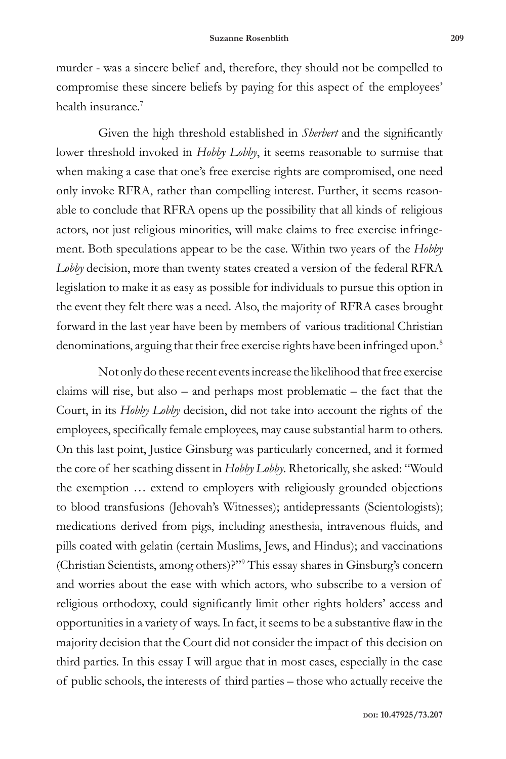murder - was a sincere belief and, therefore, they should not be compelled to compromise these sincere beliefs by paying for this aspect of the employees' health insurance.[7]

Given the high threshold established in *Sherbert* and the significantly lower threshold invoked in *Hobby Lobby*, it seems reasonable to surmise that when making a case that one's free exercise rights are compromised, one need only invoke RFRA, rather than compelling interest. Further, it seems reasonable to conclude that RFRA opens up the possibility that all kinds of religious actors, not just religious minorities, will make claims to free exercise infringement. Both speculations appear to be the case. Within two years of the *Hobby Lobby* decision, more than twenty states created a version of the federal RFRA legislation to make it as easy as possible for individuals to pursue this option in the event they felt there was a need. Also, the majority of RFRA cases brought forward in the last year have been by members of various traditional Christian denominations, arguing that their free exercise rights have been infringed upon.[8]

Not only do these recent events increase the likelihood that free exercise claims will rise, but also – and perhaps most problematic – the fact that the Court, in its *Hobby Lobby* decision, did not take into account the rights of the employees, specifically female employees, may cause substantial harm to others. On this last point, Justice Ginsburg was particularly concerned, and it formed the core of her scathing dissent in *Hobby Lobby*. Rhetorically, she asked: "Would the exemption … extend to employers with religiously grounded objections to blood transfusions (Jehovah's Witnesses); antidepressants (Scientologists); medications derived from pigs, including anesthesia, intravenous fluids, and pills coated with gelatin (certain Muslims, Jews, and Hindus); and vaccinations (Christian Scientists, among others)?"[9] This essay shares in Ginsburg's concern and worries about the ease with which actors, who subscribe to a version of religious orthodoxy, could significantly limit other rights holders' access and opportunities in a variety of ways. In fact, it seems to be a substantive flaw in the majority decision that the Court did not consider the impact of this decision on third parties. In this essay I will argue that in most cases, especially in the case of public schools, the interests of third parties – those who actually receive the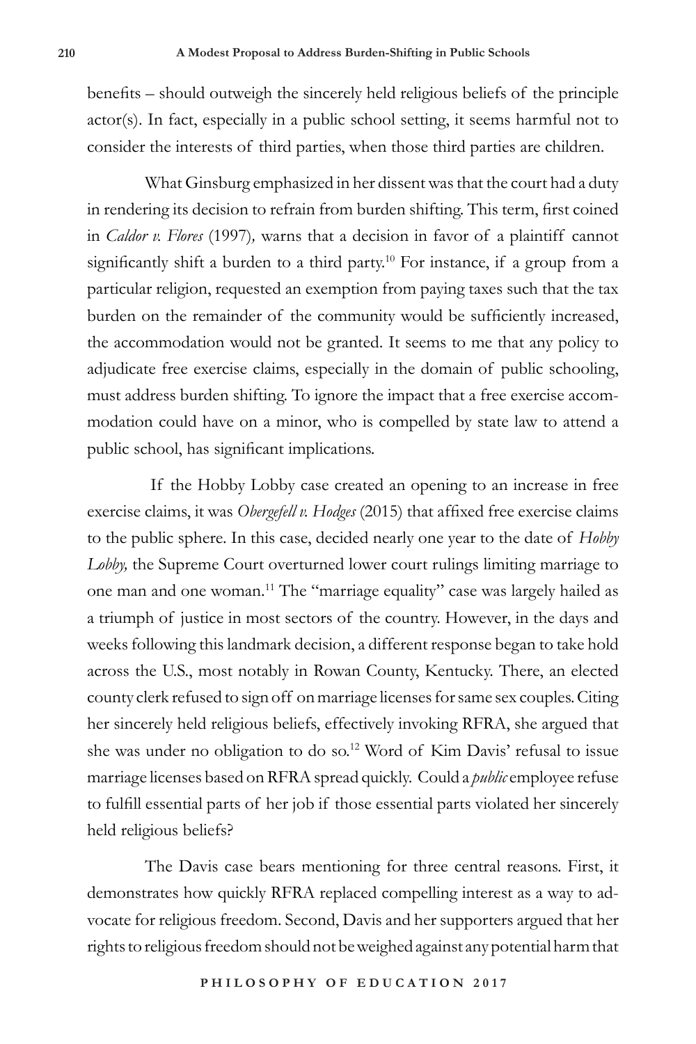benefits – should outweigh the sincerely held religious beliefs of the principle actor(s). In fact, especially in a public school setting, it seems harmful not to consider the interests of third parties, when those third parties are children.

What Ginsburg emphasized in her dissent was that the court had a duty in rendering its decision to refrain from burden shifting. This term, first coined in *Caldor v. Flores* (1997)*,* warns that a decision in favor of a plaintiff cannot significantly shift a burden to a third party.[10] For instance, if a group from a particular religion, requested an exemption from paying taxes such that the tax burden on the remainder of the community would be sufficiently increased, the accommodation would not be granted. It seems to me that any policy to adjudicate free exercise claims, especially in the domain of public schooling, must address burden shifting. To ignore the impact that a free exercise accommodation could have on a minor, who is compelled by state law to attend a public school, has significant implications.

If the Hobby Lobby case created an opening to an increase in free exercise claims, it was *Obergefell v. Hodges* (2015) that affixed free exercise claims to the public sphere. In this case, decided nearly one year to the date of *Hobby Lobby,* the Supreme Court overturned lower court rulings limiting marriage to one man and one woman.[11] The "marriage equality" case was largely hailed as a triumph of justice in most sectors of the country. However, in the days and weeks following this landmark decision, a different response began to take hold across the U.S., most notably in Rowan County, Kentucky. There, an elected county clerk refused to sign off on marriage licenses for same sex couples. Citing her sincerely held religious beliefs, effectively invoking RFRA, she argued that she was under no obligation to do so.[12] Word of Kim Davis' refusal to issue marriage licenses based on RFRA spread quickly. Could a *public* employee refuse to fulfill essential parts of her job if those essential parts violated her sincerely held religious beliefs?

The Davis case bears mentioning for three central reasons. First, it demonstrates how quickly RFRA replaced compelling interest as a way to advocate for religious freedom. Second, Davis and her supporters argued that her rights to religious freedom should not be weighed against any potential harm that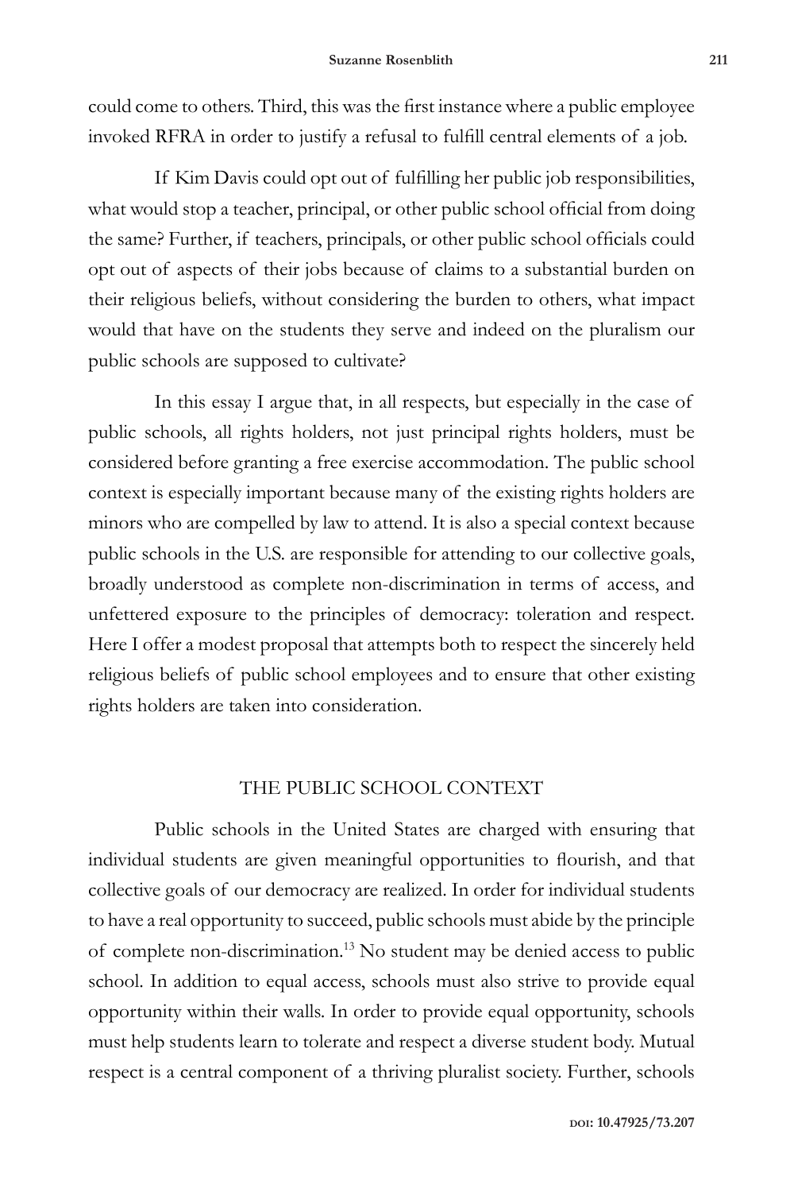could come to others. Third, this was the first instance where a public employee invoked RFRA in order to justify a refusal to fulfill central elements of a job.

If Kim Davis could opt out of fulfilling her public job responsibilities, what would stop a teacher, principal, or other public school official from doing the same? Further, if teachers, principals, or other public school officials could opt out of aspects of their jobs because of claims to a substantial burden on their religious beliefs, without considering the burden to others, what impact would that have on the students they serve and indeed on the pluralism our public schools are supposed to cultivate?

In this essay I argue that, in all respects, but especially in the case of public schools, all rights holders, not just principal rights holders, must be considered before granting a free exercise accommodation. The public school context is especially important because many of the existing rights holders are minors who are compelled by law to attend. It is also a special context because public schools in the U.S. are responsible for attending to our collective goals, broadly understood as complete non-discrimination in terms of access, and unfettered exposure to the principles of democracy: toleration and respect. Here I offer a modest proposal that attempts both to respect the sincerely held religious beliefs of public school employees and to ensure that other existing rights holders are taken into consideration.

## THE PUBLIC SCHOOL CONTEXT

Public schools in the United States are charged with ensuring that individual students are given meaningful opportunities to flourish, and that collective goals of our democracy are realized. In order for individual students to have a real opportunity to succeed, public schools must abide by the principle of complete non-discrimination.[13] No student may be denied access to public school. In addition to equal access, schools must also strive to provide equal opportunity within their walls. In order to provide equal opportunity, schools must help students learn to tolerate and respect a diverse student body. Mutual respect is a central component of a thriving pluralist society. Further, schools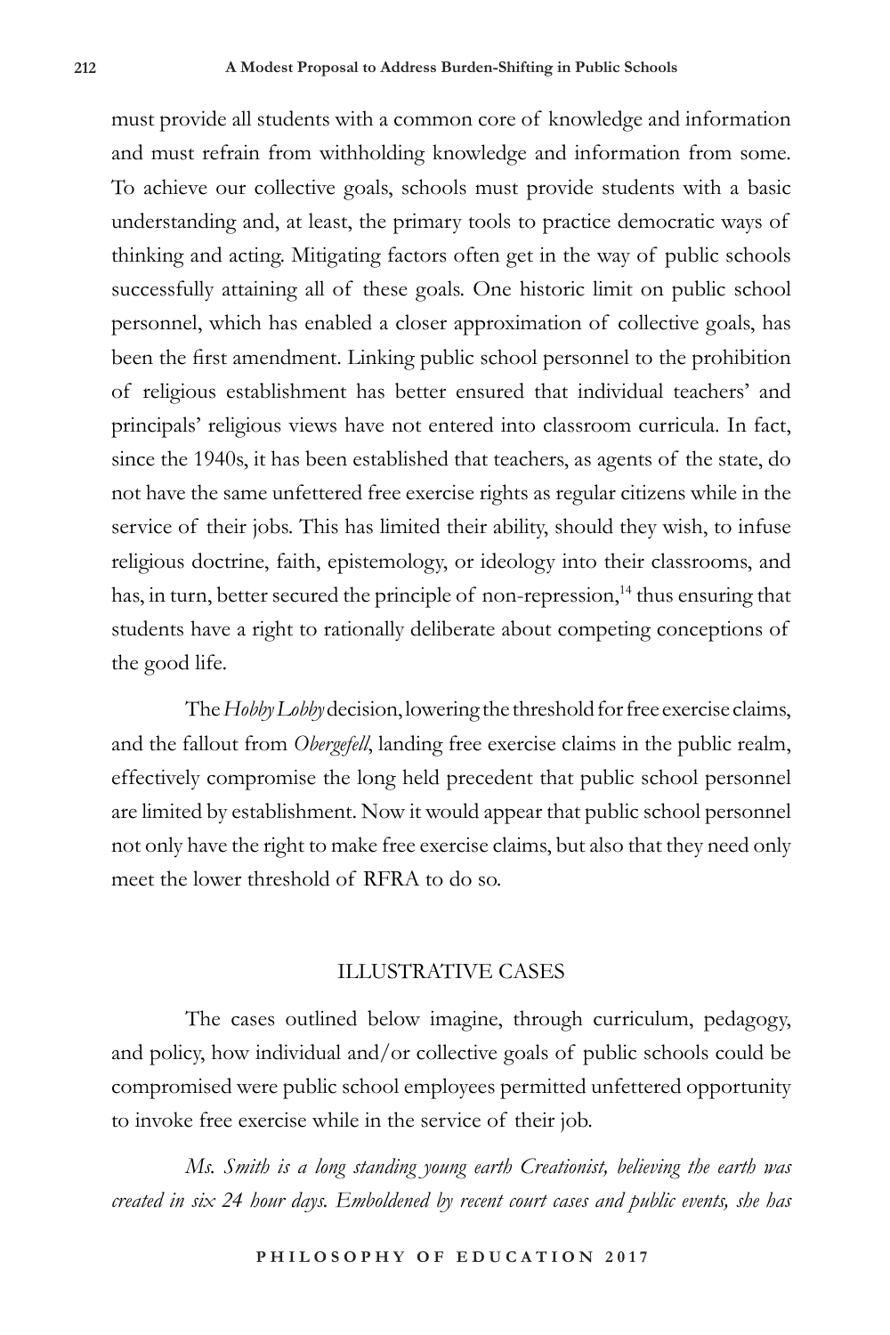must provide all students with a common core of knowledge and information and must refrain from withholding knowledge and information from some. To achieve our collective goals, schools must provide students with a basic understanding and, at least, the primary tools to practice democratic ways of thinking and acting. Mitigating factors often get in the way of public schools successfully attaining all of these goals. One historic limit on public school personnel, which has enabled a closer approximation of collective goals, has been the first amendment. Linking public school personnel to the prohibition of religious establishment has better ensured that individual teachers' and principals' religious views have not entered into classroom curricula. In fact, since the 1940s, it has been established that teachers, as agents of the state, do not have the same unfettered free exercise rights as regular citizens while in the service of their jobs. This has limited their ability, should they wish, to infuse religious doctrine, faith, epistemology, or ideology into their classrooms, and has, in turn, better secured the principle of non-repression,[14] thus ensuring that students have a right to rationally deliberate about competing conceptions of the good life.

The *Hobby Lobby* decision, lowering the threshold for free exercise claims, and the fallout from *Obergefell*, landing free exercise claims in the public realm, effectively compromise the long held precedent that public school personnel are limited by establishment. Now it would appear that public school personnel not only have the right to make free exercise claims, but also that they need only meet the lower threshold of RFRA to do so.

## ILLUSTRATIVE CASES

The cases outlined below imagine, through curriculum, pedagogy, and policy, how individual and/or collective goals of public schools could be compromised were public school employees permitted unfettered opportunity to invoke free exercise while in the service of their job.

*Ms. Smith is a long standing young earth Creationist, believing the earth was created in six 24 hour days. Emboldened by recent court cases and public events, she has*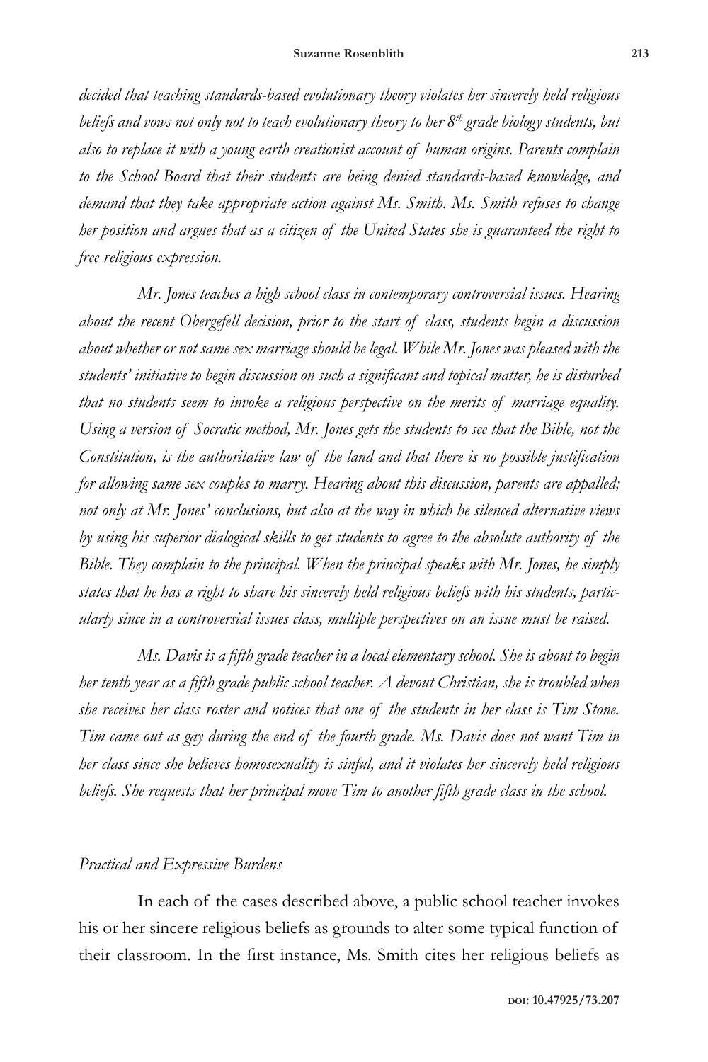*decided that teaching standards-based evolutionary theory violates her sincerely held religious beliefs and vows not only not to teach evolutionary theory to her 8th grade biology students, but also to replace it with a young earth creationist account of human origins. Parents complain to the School Board that their students are being denied standards-based knowledge, and demand that they take appropriate action against Ms. Smith. Ms. Smith refuses to change her position and argues that as a citizen of the United States she is guaranteed the right to free religious expression.*

*Mr. Jones teaches a high school class in contemporary controversial issues. Hearing about the recent Obergefell decision, prior to the start of class, students begin a discussion about whether or not same sex marriage should be legal. While Mr. Jones was pleased with the students' initiative to begin discussion on such a significant and topical matter, he is disturbed that no students seem to invoke a religious perspective on the merits of marriage equality. Using a version of Socratic method, Mr. Jones gets the students to see that the Bible, not the Constitution, is the authoritative law of the land and that there is no possible justification for allowing same sex couples to marry. Hearing about this discussion, parents are appalled; not only at Mr. Jones' conclusions, but also at the way in which he silenced alternative views by using his superior dialogical skills to get students to agree to the absolute authority of the Bible. They complain to the principal. When the principal speaks with Mr. Jones, he simply states that he has a right to share his sincerely held religious beliefs with his students, particularly since in a controversial issues class, multiple perspectives on an issue must be raised.*

*Ms. Davis is a fifth grade teacher in a local elementary school. She is about to begin her tenth year as a fifth grade public school teacher. A devout Christian, she is troubled when she receives her class roster and notices that one of the students in her class is Tim Stone. Tim came out as gay during the end of the fourth grade. Ms. Davis does not want Tim in her class since she believes homosexuality is sinful, and it violates her sincerely held religious beliefs. She requests that her principal move Tim to another fifth grade class in the school.*

### *Practical and Expressive Burdens*

In each of the cases described above, a public school teacher invokes his or her sincere religious beliefs as grounds to alter some typical function of their classroom. In the first instance, Ms. Smith cites her religious beliefs as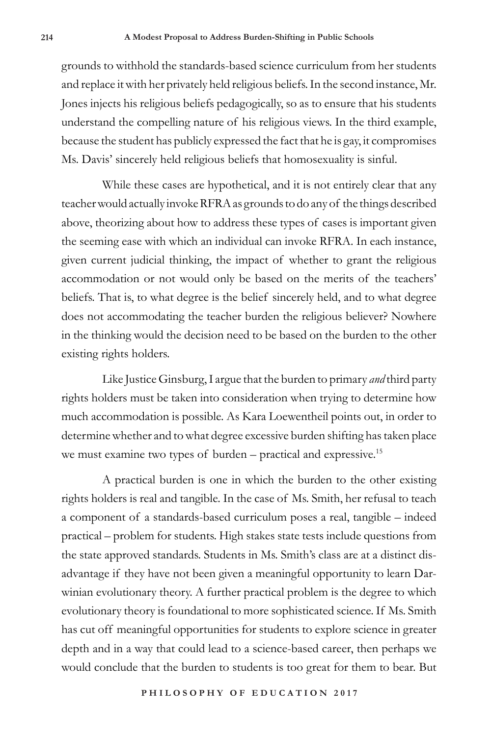grounds to withhold the standards-based science curriculum from her students and replace it with her privately held religious beliefs. In the second instance, Mr. Jones injects his religious beliefs pedagogically, so as to ensure that his students understand the compelling nature of his religious views. In the third example, because the student has publicly expressed the fact that he is gay, it compromises Ms. Davis' sincerely held religious beliefs that homosexuality is sinful.

While these cases are hypothetical, and it is not entirely clear that any teacher would actually invoke RFRA as grounds to do any of the things described above, theorizing about how to address these types of cases is important given the seeming ease with which an individual can invoke RFRA. In each instance, given current judicial thinking, the impact of whether to grant the religious accommodation or not would only be based on the merits of the teachers' beliefs. That is, to what degree is the belief sincerely held, and to what degree does not accommodating the teacher burden the religious believer? Nowhere in the thinking would the decision need to be based on the burden to the other existing rights holders.

Like Justice Ginsburg, I argue that the burden to primary *and* third party rights holders must be taken into consideration when trying to determine how much accommodation is possible. As Kara Loewentheil points out, in order to determine whether and to what degree excessive burden shifting has taken place we must examine two types of burden – practical and expressive.[15]

A practical burden is one in which the burden to the other existing rights holders is real and tangible. In the case of Ms. Smith, her refusal to teach a component of a standards-based curriculum poses a real, tangible – indeed practical – problem for students. High stakes state tests include questions from the state approved standards. Students in Ms. Smith's class are at a distinct disadvantage if they have not been given a meaningful opportunity to learn Darwinian evolutionary theory. A further practical problem is the degree to which evolutionary theory is foundational to more sophisticated science. If Ms. Smith has cut off meaningful opportunities for students to explore science in greater depth and in a way that could lead to a science-based career, then perhaps we would conclude that the burden to students is too great for them to bear. But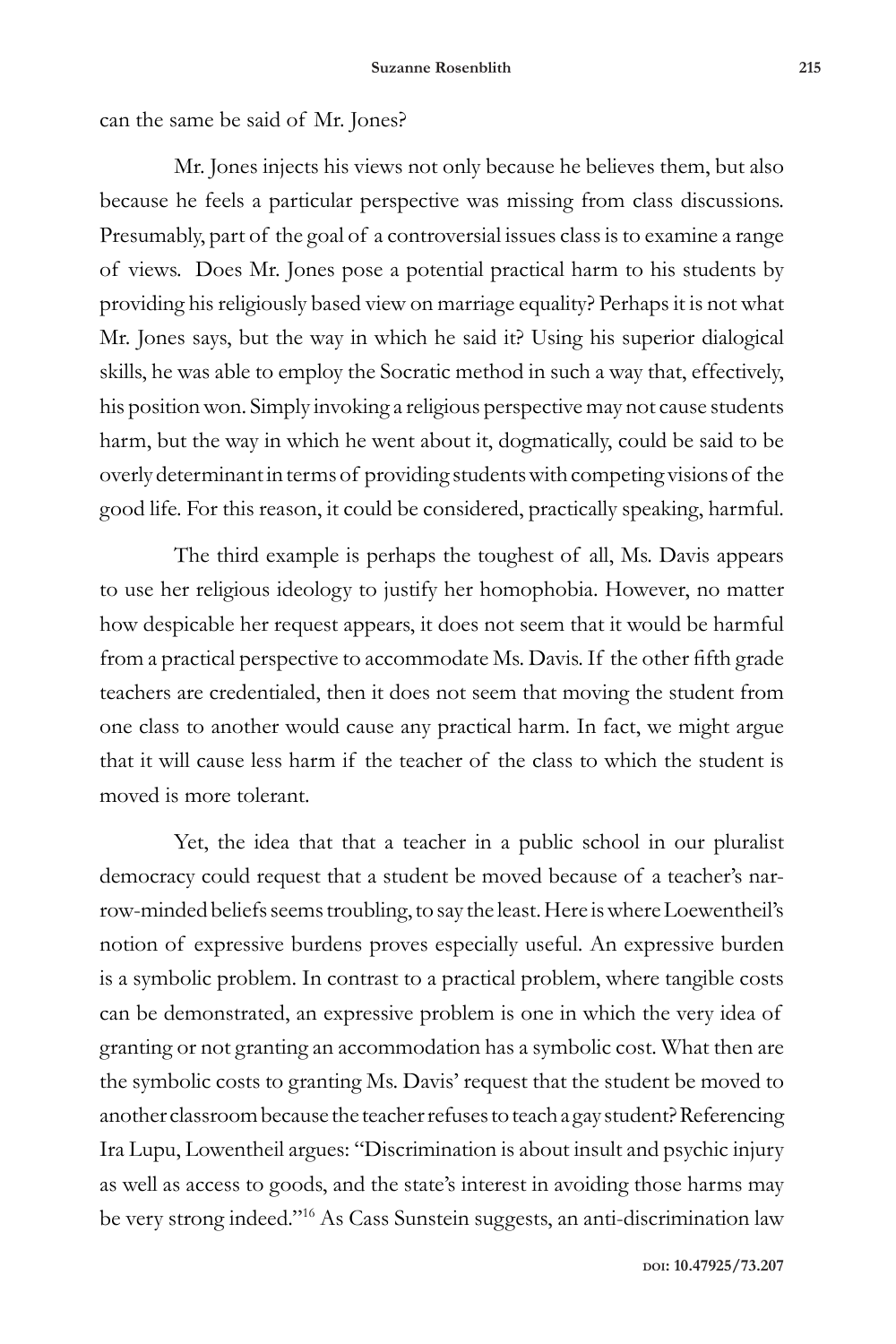can the same be said of Mr. Jones?

Mr. Jones injects his views not only because he believes them, but also because he feels a particular perspective was missing from class discussions. Presumably, part of the goal of a controversial issues class is to examine a range of views. Does Mr. Jones pose a potential practical harm to his students by providing his religiously based view on marriage equality? Perhaps it is not what Mr. Jones says, but the way in which he said it? Using his superior dialogical skills, he was able to employ the Socratic method in such a way that, effectively, his position won. Simply invoking a religious perspective may not cause students harm, but the way in which he went about it, dogmatically, could be said to be overly determinant in terms of providing students with competing visions of the good life. For this reason, it could be considered, practically speaking, harmful.

The third example is perhaps the toughest of all, Ms. Davis appears to use her religious ideology to justify her homophobia. However, no matter how despicable her request appears, it does not seem that it would be harmful from a practical perspective to accommodate Ms. Davis. If the other fifth grade teachers are credentialed, then it does not seem that moving the student from one class to another would cause any practical harm. In fact, we might argue that it will cause less harm if the teacher of the class to which the student is moved is more tolerant.

Yet, the idea that that a teacher in a public school in our pluralist democracy could request that a student be moved because of a teacher's narrow-minded beliefs seems troubling, to say the least. Here is where Loewentheil's notion of expressive burdens proves especially useful. An expressive burden is a symbolic problem. In contrast to a practical problem, where tangible costs can be demonstrated, an expressive problem is one in which the very idea of granting or not granting an accommodation has a symbolic cost. What then are the symbolic costs to granting Ms. Davis' request that the student be moved to another classroom because the teacher refuses to teach a gay student? Referencing Ira Lupu, Lowentheil argues: "Discrimination is about insult and psychic injury as well as access to goods, and the state's interest in avoiding those harms may be very strong indeed."[16] As Cass Sunstein suggests, an anti-discrimination law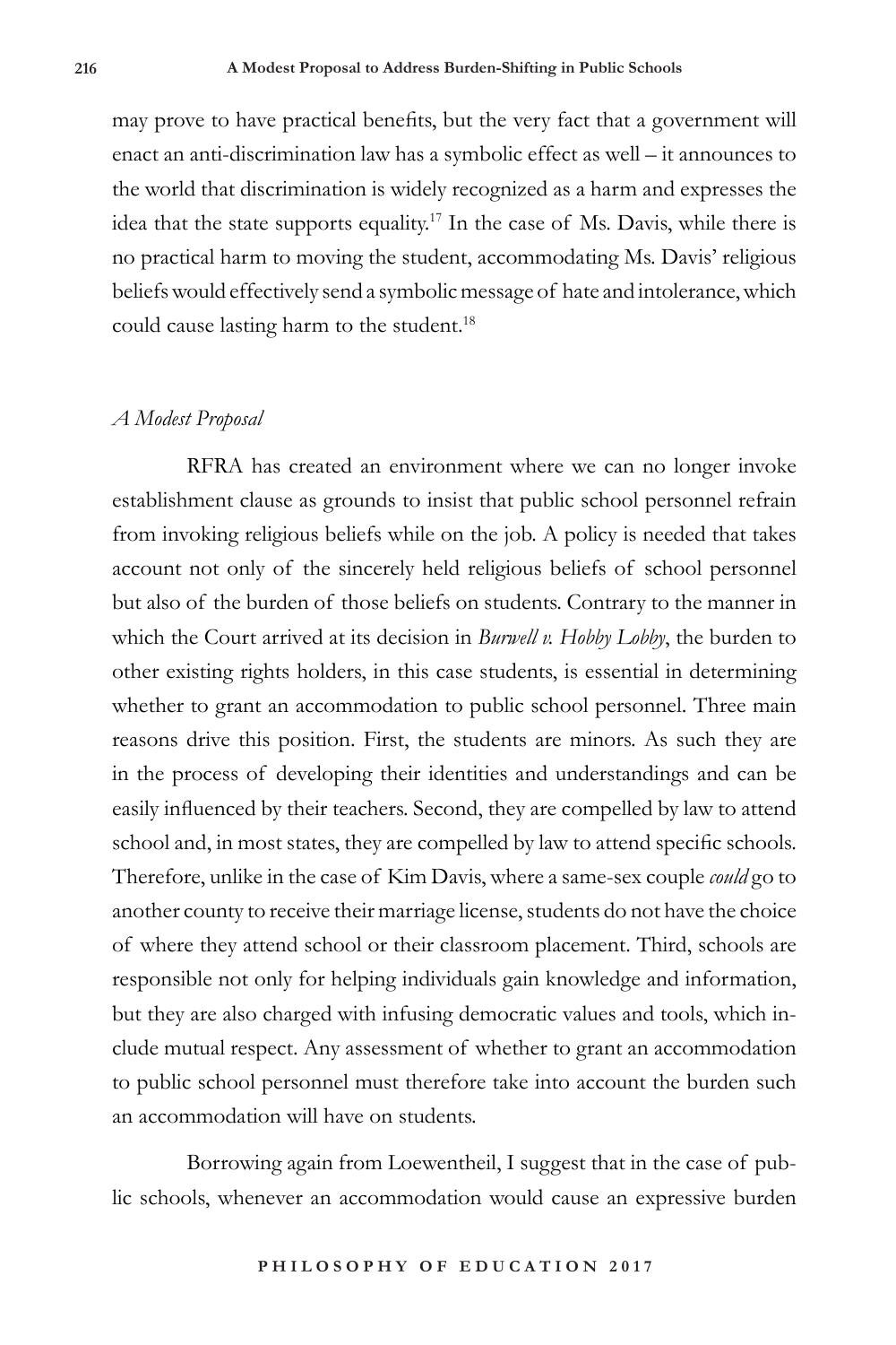may prove to have practical benefits, but the very fact that a government will enact an anti-discrimination law has a symbolic effect as well – it announces to the world that discrimination is widely recognized as a harm and expresses the idea that the state supports equality.[17] In the case of Ms. Davis, while there is no practical harm to moving the student, accommodating Ms. Davis' religious beliefs would effectively send a symbolic message of hate and intolerance, which could cause lasting harm to the student.[18]

### *A Modest Proposal*

RFRA has created an environment where we can no longer invoke establishment clause as grounds to insist that public school personnel refrain from invoking religious beliefs while on the job. A policy is needed that takes account not only of the sincerely held religious beliefs of school personnel but also of the burden of those beliefs on students. Contrary to the manner in which the Court arrived at its decision in *Burwell v. Hobby Lobby*, the burden to other existing rights holders, in this case students, is essential in determining whether to grant an accommodation to public school personnel. Three main reasons drive this position. First, the students are minors. As such they are in the process of developing their identities and understandings and can be easily influenced by their teachers. Second, they are compelled by law to attend school and, in most states, they are compelled by law to attend specific schools. Therefore, unlike in the case of Kim Davis, where a same-sex couple *could* go to another county to receive their marriage license, students do not have the choice of where they attend school or their classroom placement. Third, schools are responsible not only for helping individuals gain knowledge and information, but they are also charged with infusing democratic values and tools, which include mutual respect. Any assessment of whether to grant an accommodation to public school personnel must therefore take into account the burden such an accommodation will have on students.

Borrowing again from Loewentheil, I suggest that in the case of public schools, whenever an accommodation would cause an expressive burden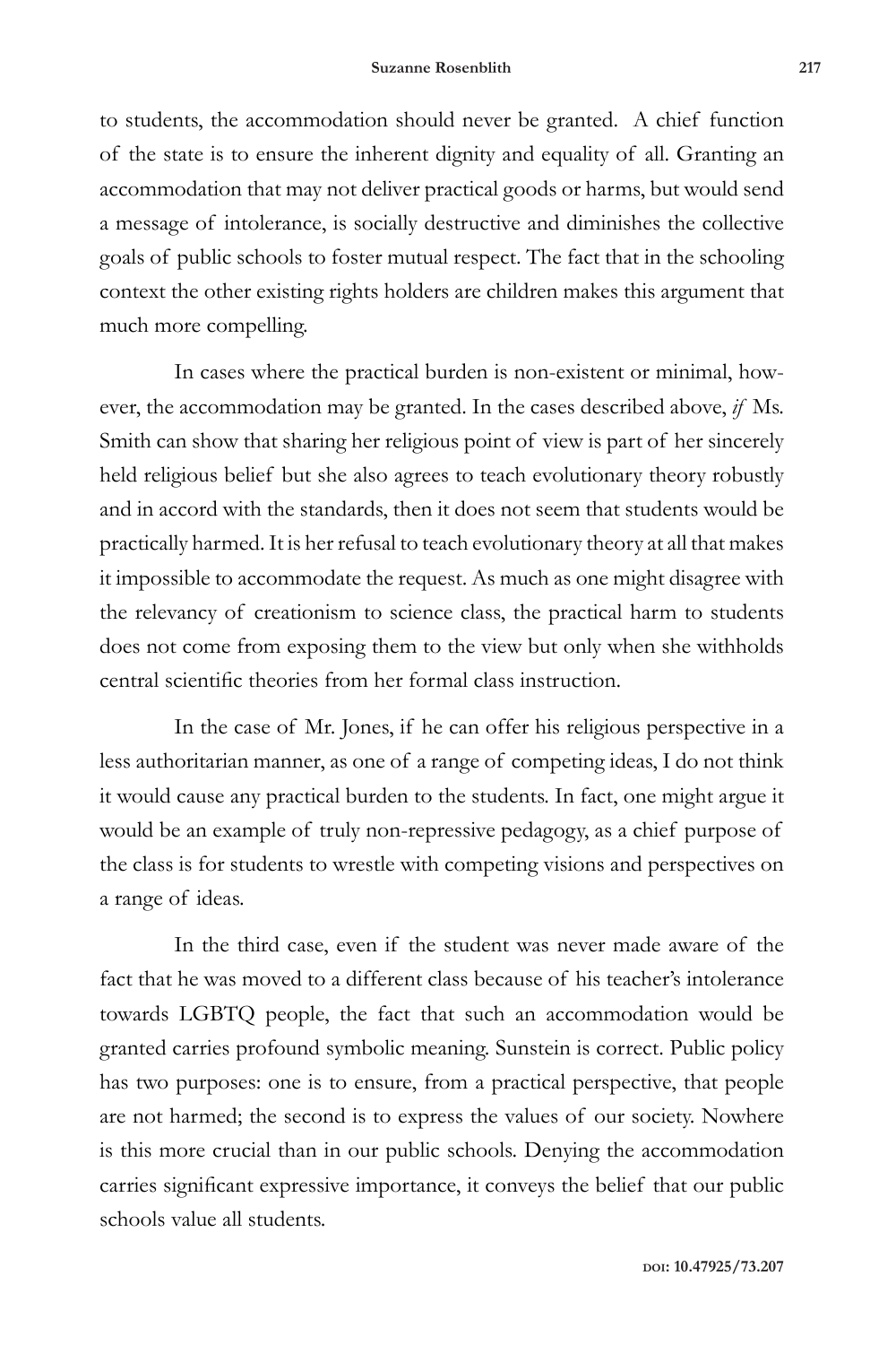to students, the accommodation should never be granted. A chief function of the state is to ensure the inherent dignity and equality of all. Granting an accommodation that may not deliver practical goods or harms, but would send a message of intolerance, is socially destructive and diminishes the collective goals of public schools to foster mutual respect. The fact that in the schooling context the other existing rights holders are children makes this argument that much more compelling.

In cases where the practical burden is non-existent or minimal, however, the accommodation may be granted. In the cases described above, *if* Ms. Smith can show that sharing her religious point of view is part of her sincerely held religious belief but she also agrees to teach evolutionary theory robustly and in accord with the standards, then it does not seem that students would be practically harmed. It is her refusal to teach evolutionary theory at all that makes it impossible to accommodate the request. As much as one might disagree with the relevancy of creationism to science class, the practical harm to students does not come from exposing them to the view but only when she withholds central scientific theories from her formal class instruction.

In the case of Mr. Jones, if he can offer his religious perspective in a less authoritarian manner, as one of a range of competing ideas, I do not think it would cause any practical burden to the students. In fact, one might argue it would be an example of truly non-repressive pedagogy, as a chief purpose of the class is for students to wrestle with competing visions and perspectives on a range of ideas.

In the third case, even if the student was never made aware of the fact that he was moved to a different class because of his teacher's intolerance towards LGBTQ people, the fact that such an accommodation would be granted carries profound symbolic meaning. Sunstein is correct. Public policy has two purposes: one is to ensure, from a practical perspective, that people are not harmed; the second is to express the values of our society. Nowhere is this more crucial than in our public schools. Denying the accommodation carries significant expressive importance, it conveys the belief that our public schools value all students.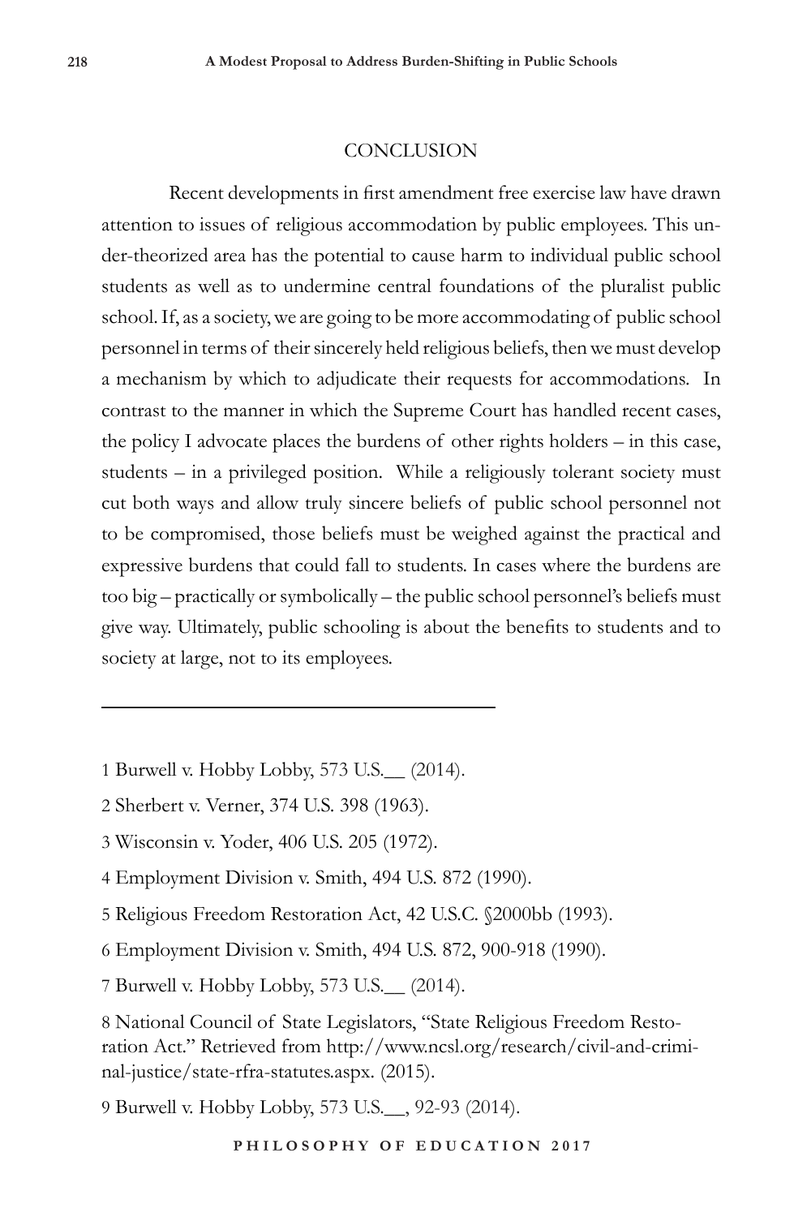## CONCLUSION

Recent developments in first amendment free exercise law have drawn attention to issues of religious accommodation by public employees. This under-theorized area has the potential to cause harm to individual public school students as well as to undermine central foundations of the pluralist public school. If, as a society, we are going to be more accommodating of public school personnel in terms of their sincerely held religious beliefs, then we must develop a mechanism by which to adjudicate their requests for accommodations. In contrast to the manner in which the Supreme Court has handled recent cases, the policy I advocate places the burdens of other rights holders – in this case, students – in a privileged position. While a religiously tolerant society must cut both ways and allow truly sincere beliefs of public school personnel not to be compromised, those beliefs must be weighed against the practical and expressive burdens that could fall to students. In cases where the burdens are too big – practically or symbolically – the public school personnel's beliefs must give way. Ultimately, public schooling is about the benefits to students and to society at large, not to its employees.

---

1 Burwell v. Hobby Lobby, 573 U.S.__ (2014).

2 Sherbert v. Verner, 374 U.S. 398 (1963).

3 Wisconsin v. Yoder, 406 U.S. 205 (1972).

4 Employment Division v. Smith, 494 U.S. 872 (1990).

5 Religious Freedom Restoration Act, 42 U.S.C. §2000bb (1993).

6 Employment Division v. Smith, 494 U.S. 872, 900-918 (1990).

7 Burwell v. Hobby Lobby, 573 U.S.__ (2014).

8 National Council of State Legislators, "State Religious Freedom Restoration Act." Retrieved from http://www.ncsl.org/research/civil-and-criminal-justice/state-rfra-statutes.aspx. (2015).

9 Burwell v. Hobby Lobby, 573 U.S.__, 92-93 (2014).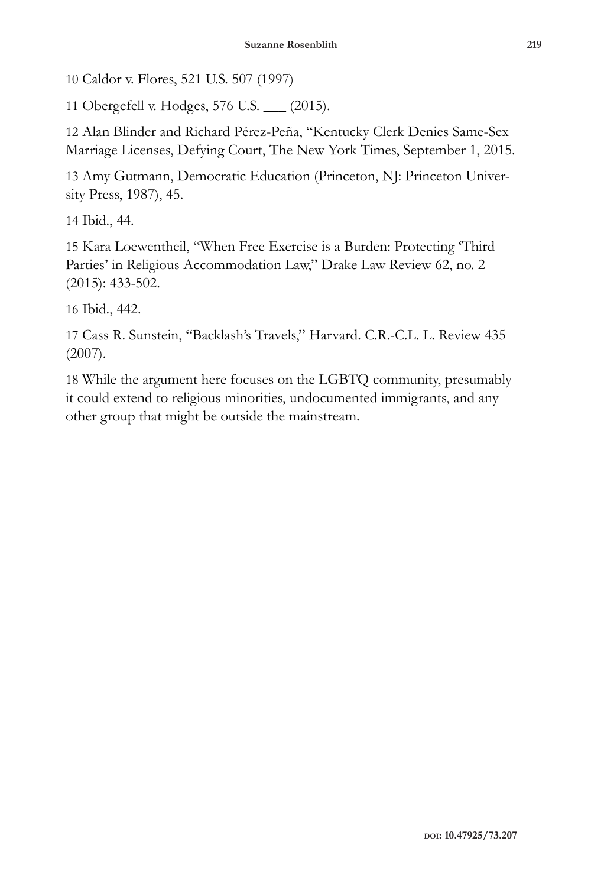10 Caldor v. Flores, 521 U.S. 507 (1997)

11 Obergefell v. Hodges, 576 U.S. ___ (2015).

12 Alan Blinder and Richard Pérez-Peña, "Kentucky Clerk Denies Same-Sex Marriage Licenses, Defying Court, The New York Times, September 1, 2015.

13 Amy Gutmann, Democratic Education (Princeton, NJ: Princeton University Press, 1987), 45.

14 Ibid., 44.

15 Kara Loewentheil, "When Free Exercise is a Burden: Protecting 'Third Parties' in Religious Accommodation Law," Drake Law Review 62, no. 2 (2015): 433-502.

16 Ibid., 442.

17 Cass R. Sunstein, "Backlash's Travels," Harvard. C.R.-C.L. L. Review 435 (2007).

18 While the argument here focuses on the LGBTQ community, presumably it could extend to religious minorities, undocumented immigrants, and any other group that might be outside the mainstream.